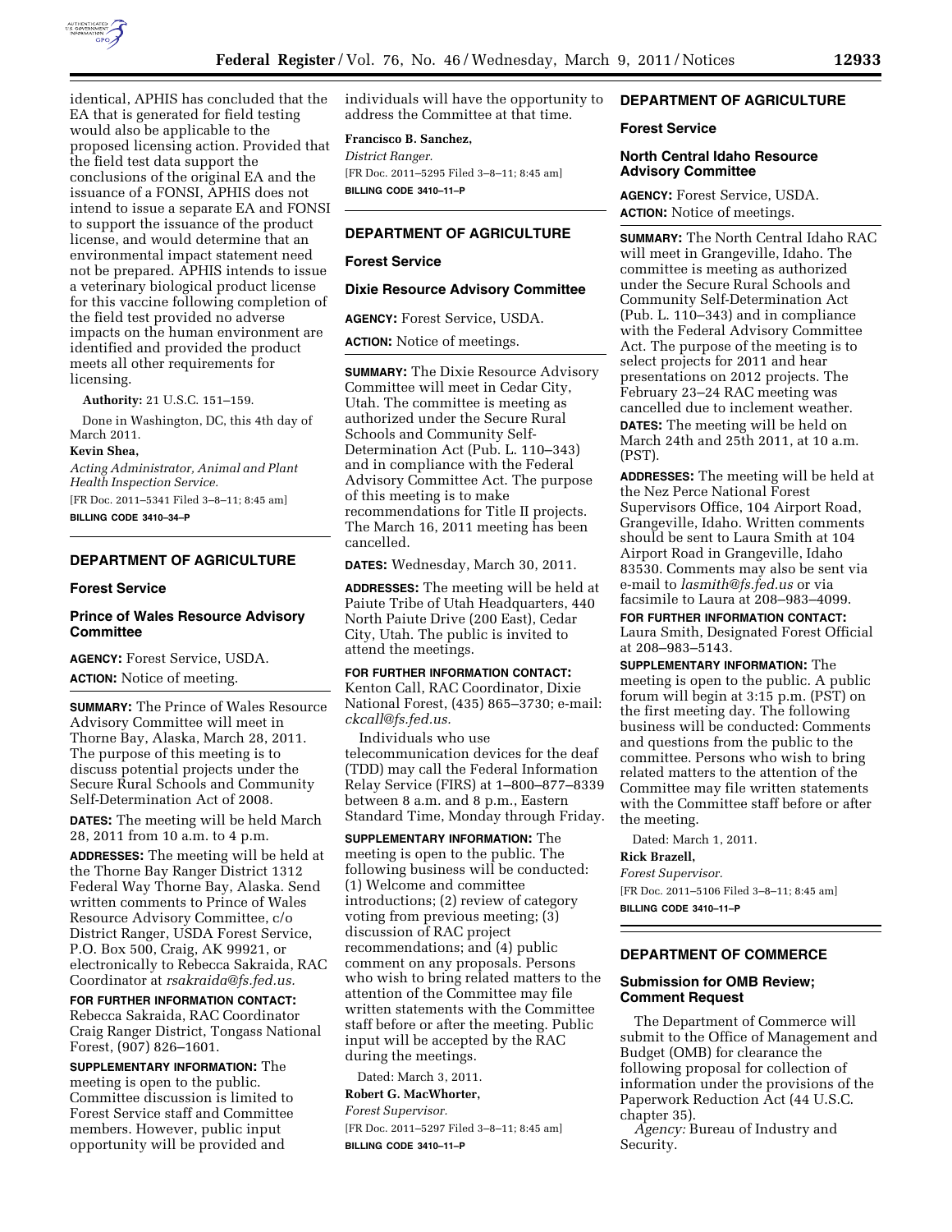identical, APHIS has concluded that the EA that is generated for field testing would also be applicable to the proposed licensing action. Provided that the field test data support the conclusions of the original EA and the issuance of a FONSI, APHIS does not intend to issue a separate EA and FONSI to support the issuance of the product license, and would determine that an environmental impact statement need not be prepared. APHIS intends to issue a veterinary biological product license for this vaccine following completion of the field test provided no adverse impacts on the human environment are identified and provided the product meets all other requirements for licensing.

**Authority:** 21 U.S.C. 151–159.

Done in Washington, DC, this 4th day of March 2011.

**Kevin Shea,**

*Acting Administrator, Animal and Plant Health Inspection Service.*

[FR Doc. 2011–5341 Filed 3–8–11; 8:45 am]

**BILLING CODE 3410–34–P**

---

## DEPARTMENT OF AGRICULTURE

### Forest Service

### Prince of Wales Resource Advisory Committee

**AGENCY:** Forest Service, USDA.

**ACTION:** Notice of meeting.

**SUMMARY:** The Prince of Wales Resource Advisory Committee will meet in Thorne Bay, Alaska, March 28, 2011. The purpose of this meeting is to discuss potential projects under the Secure Rural Schools and Community Self-Determination Act of 2008.

**DATES:** The meeting will be held March 28, 2011 from 10 a.m. to 4 p.m.

**ADDRESSES:** The meeting will be held at the Thorne Bay Ranger District 1312 Federal Way Thorne Bay, Alaska. Send written comments to Prince of Wales Resource Advisory Committee, c/o District Ranger, USDA Forest Service, P.O. Box 500, Craig, AK 99921, or electronically to Rebecca Sakraida, RAC Coordinator at *rsakraida@fs.fed.us.*

**FOR FURTHER INFORMATION CONTACT:** Rebecca Sakraida, RAC Coordinator Craig Ranger District, Tongass National Forest, (907) 826–1601.

**SUPPLEMENTARY INFORMATION:** The meeting is open to the public. Committee discussion is limited to Forest Service staff and Committee members. However, public input opportunity will be provided and individuals will have the opportunity to address the Committee at that time.

**Francisco B. Sanchez,**

*District Ranger.*

[FR Doc. 2011–5295 Filed 3–8–11; 8:45 am]

**BILLING CODE 3410–11–P**

---

## DEPARTMENT OF AGRICULTURE

### Forest Service

### Dixie Resource Advisory Committee

**AGENCY:** Forest Service, USDA.

**ACTION:** Notice of meetings.

**SUMMARY:** The Dixie Resource Advisory Committee will meet in Cedar City, Utah. The committee is meeting as authorized under the Secure Rural Schools and Community Self-Determination Act (Pub. L. 110–343) and in compliance with the Federal Advisory Committee Act. The purpose of this meeting is to make recommendations for Title II projects. The March 16, 2011 meeting has been cancelled.

**DATES:** Wednesday, March 30, 2011.

**ADDRESSES:** The meeting will be held at Paiute Tribe of Utah Headquarters, 440 North Paiute Drive (200 East), Cedar City, Utah. The public is invited to attend the meetings.

**FOR FURTHER INFORMATION CONTACT:** Kenton Call, RAC Coordinator, Dixie National Forest, (435) 865–3730; e-mail: *ckcall@fs.fed.us.*

Individuals who use telecommunication devices for the deaf (TDD) may call the Federal Information Relay Service (FIRS) at 1–800–877–8339 between 8 a.m. and 8 p.m., Eastern Standard Time, Monday through Friday.

**SUPPLEMENTARY INFORMATION:** The meeting is open to the public. The following business will be conducted: (1) Welcome and committee introductions; (2) review of category voting from previous meeting; (3) discussion of RAC project recommendations; and (4) public comment on any proposals. Persons who wish to bring related matters to the attention of the Committee may file written statements with the Committee staff before or after the meeting. Public input will be accepted by the RAC during the meetings.

Dated: March 3, 2011.

**Robert G. MacWhorter,**

*Forest Supervisor.*

[FR Doc. 2011–5297 Filed 3–8–11; 8:45 am]

**BILLING CODE 3410–11–P**

---

## DEPARTMENT OF AGRICULTURE

### Forest Service

### North Central Idaho Resource Advisory Committee

**AGENCY:** Forest Service, USDA.

**ACTION:** Notice of meetings.

**SUMMARY:** The North Central Idaho RAC will meet in Grangeville, Idaho. The committee is meeting as authorized under the Secure Rural Schools and Community Self-Determination Act (Pub. L. 110–343) and in compliance with the Federal Advisory Committee Act. The purpose of the meeting is to select projects for 2011 and hear presentations on 2012 projects. The February 23–24 RAC meeting was cancelled due to inclement weather.

**DATES:** The meeting will be held on March 24th and 25th 2011, at 10 a.m. (PST).

**ADDRESSES:** The meeting will be held at the Nez Perce National Forest Supervisors Office, 104 Airport Road, Grangeville, Idaho. Written comments should be sent to Laura Smith at 104 Airport Road in Grangeville, Idaho 83530. Comments may also be sent via e-mail to *lasmith@fs.fed.us* or via facsimile to Laura at 208–983–4099.

**FOR FURTHER INFORMATION CONTACT:** Laura Smith, Designated Forest Official at 208–983–5143.

**SUPPLEMENTARY INFORMATION:** The meeting is open to the public. A public forum will begin at 3:15 p.m. (PST) on the first meeting day. The following business will be conducted: Comments and questions from the public to the committee. Persons who wish to bring related matters to the attention of the Committee may file written statements with the Committee staff before or after the meeting.

Dated: March 1, 2011.

**Rick Brazell,**

*Forest Supervisor.*

[FR Doc. 2011–5106 Filed 3–8–11; 8:45 am]

**BILLING CODE 3410–11–P**

---

## DEPARTMENT OF COMMERCE

### Submission for OMB Review; Comment Request

The Department of Commerce will submit to the Office of Management and Budget (OMB) for clearance the following proposal for collection of information under the provisions of the Paperwork Reduction Act (44 U.S.C. chapter 35).

*Agency:* Bureau of Industry and Security.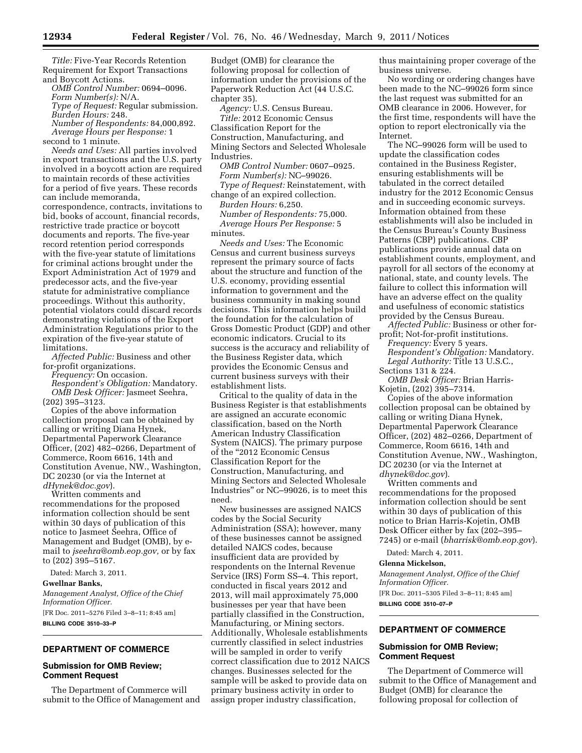*Title:* Five-Year Records Retention Requirement for Export Transactions and Boycott Actions.

*OMB Control Number:* 0694–0096.

*Form Number(s):* N/A.

*Type of Request:* Regular submission.

*Burden Hours:* 248.

*Number of Respondents:* 84,000,892.

*Average Hours per Response:* 1 second to 1 minute.

*Needs and Uses:* All parties involved in export transactions and the U.S. party involved in a boycott action are required to maintain records of these activities for a period of five years. These records can include memoranda, correspondence, contracts, invitations to bid, books of account, financial records, restrictive trade practice or boycott documents and reports. The five-year record retention period corresponds with the five-year statute of limitations for criminal actions brought under the Export Administration Act of 1979 and predecessor acts, and the five-year statute for administrative compliance proceedings. Without this authority, potential violators could discard records demonstrating violations of the Export Administration Regulations prior to the expiration of the five-year statute of limitations.

*Affected Public:* Business and other for-profit organizations.

*Frequency:* On occasion.

*Respondent's Obligation:* Mandatory.

*OMB Desk Officer:* Jasmeet Seehra, (202) 395–3123.

Copies of the above information collection proposal can be obtained by calling or writing Diana Hynek, Departmental Paperwork Clearance Officer, (202) 482–0266, Department of Commerce, Room 6616, 14th and Constitution Avenue, NW., Washington, DC 20230 (or via the Internet at *dHynek@doc.gov*).

Written comments and recommendations for the proposed information collection should be sent within 30 days of publication of this notice to Jasmeet Seehra, Office of Management and Budget (OMB), by e-mail to *jseehra@omb.eop.gov,* or by fax to (202) 395–5167.

Dated: March 3, 2011.

**Gwellnar Banks,**

*Management Analyst, Office of the Chief Information Officer.*

[FR Doc. 2011–5276 Filed 3–8–11; 8:45 am]

**BILLING CODE 3510–33–P**

## DEPARTMENT OF COMMERCE

### Submission for OMB Review; Comment Request

The Department of Commerce will submit to the Office of Management and Budget (OMB) for clearance the following proposal for collection of information under the provisions of the Paperwork Reduction Act (44 U.S.C. chapter 35).

*Agency:* U.S. Census Bureau.

*Title:* 2012 Economic Census Classification Report for the Construction, Manufacturing, and Mining Sectors and Selected Wholesale Industries.

*OMB Control Number:* 0607–0925.

*Form Number(s):* NC–99026.

*Type of Request:* Reinstatement, with change of an expired collection.

*Burden Hours:* 6,250.

*Number of Respondents:* 75,000.

*Average Hours Per Response:* 5 minutes.

*Needs and Uses:* The Economic Census and current business surveys represent the primary source of facts about the structure and function of the U.S. economy, providing essential information to government and the business community in making sound decisions. This information helps build the foundation for the calculation of Gross Domestic Product (GDP) and other economic indicators. Crucial to its success is the accuracy and reliability of the Business Register data, which provides the Economic Census and current business surveys with their establishment lists.

Critical to the quality of data in the Business Register is that establishments are assigned an accurate economic classification, based on the North American Industry Classification System (NAICS). The primary purpose of the "2012 Economic Census Classification Report for the Construction, Manufacturing, and Mining Sectors and Selected Wholesale Industries" or NC–99026, is to meet this need.

New businesses are assigned NAICS codes by the Social Security Administration (SSA); however, many of these businesses cannot be assigned detailed NAICS codes, because insufficient data are provided by respondents on the Internal Revenue Service (IRS) Form SS–4. This report, conducted in fiscal years 2012 and 2013, will mail approximately 75,000 businesses per year that have been partially classified in the Construction, Manufacturing, or Mining sectors. Additionally, Wholesale establishments currently classified in select industries will be sampled in order to verify correct classification due to 2012 NAICS changes. Businesses selected for the sample will be asked to provide data on primary business activity in order to assign proper industry classification, thus maintaining proper coverage of the business universe.

No wording or ordering changes have been made to the NC–99026 form since the last request was submitted for an OMB clearance in 2006. However, for the first time, respondents will have the option to report electronically via the Internet.

The NC–99026 form will be used to update the classification codes contained in the Business Register, ensuring establishments will be tabulated in the correct detailed industry for the 2012 Economic Census and in succeeding economic surveys. Information obtained from these establishments will also be included in the Census Bureau's County Business Patterns (CBP) publications. CBP publications provide annual data on establishment counts, employment, and payroll for all sectors of the economy at national, state, and county levels. The failure to collect this information will have an adverse effect on the quality and usefulness of economic statistics provided by the Census Bureau.

*Affected Public:* Business or other for-profit; Not-for-profit institutions.

*Frequency:* Every 5 years.

*Respondent's Obligation:* Mandatory.

*Legal Authority:* Title 13 U.S.C., Sections 131 & 224.

*OMB Desk Officer:* Brian Harris-Kojetin, (202) 395–7314.

Copies of the above information collection proposal can be obtained by calling or writing Diana Hynek, Departmental Paperwork Clearance Officer, (202) 482–0266, Department of Commerce, Room 6616, 14th and Constitution Avenue, NW., Washington, DC 20230 (or via the Internet at *dhynek@doc.gov*).

Written comments and recommendations for the proposed information collection should be sent within 30 days of publication of this notice to Brian Harris-Kojetin, OMB Desk Officer either by fax (202–395–7245) or e-mail (*bharrisk@omb.eop.gov*).

Dated: March 4, 2011.

**Glenna Mickelson,**

*Management Analyst, Office of the Chief Information Officer.*

[FR Doc. 2011–5305 Filed 3–8–11; 8:45 am]

**BILLING CODE 3510–07–P**

## DEPARTMENT OF COMMERCE

### Submission for OMB Review; Comment Request

The Department of Commerce will submit to the Office of Management and Budget (OMB) for clearance the following proposal for collection of